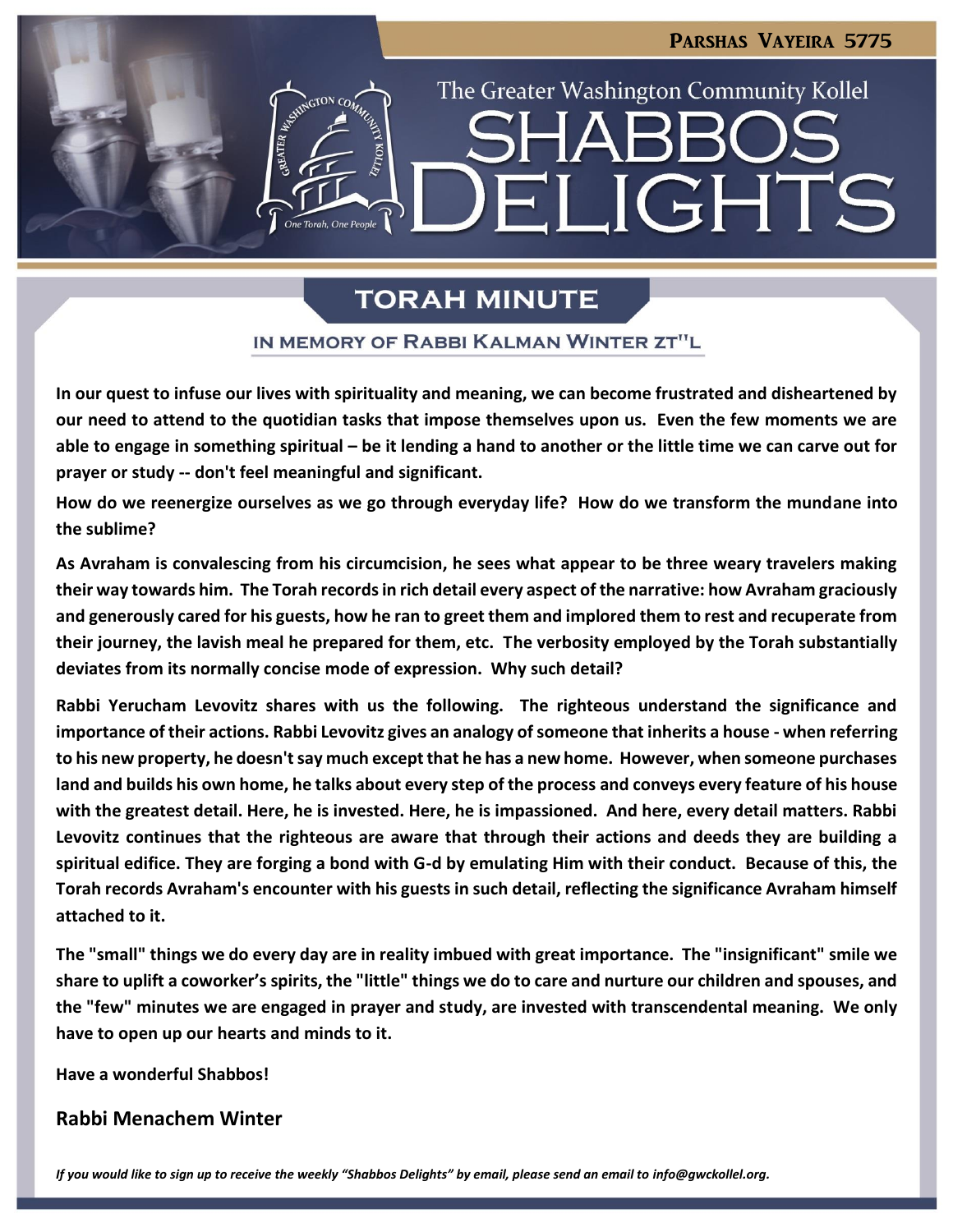Parshas Vayeira 5775

The Greater Washington Community Kollel

# Shabbos Delights

## Torah Minute

### In Memory of Rabbi Kalman Winter zt"l

**In our quest to infuse our lives with spirituality and meaning, we can become frustrated and disheartened by our need to attend to the quotidian tasks that impose themselves upon us. Even the few moments we are able to engage in something spiritual – be it lending a hand to another or the little time we can carve out for prayer or study -- don't feel meaningful and significant.**

**How do we reenergize ourselves as we go through everyday life? How do we transform the mundane into the sublime?**

**As Avraham is convalescing from his circumcision, he sees what appear to be three weary travelers making their way towards him. The Torah records in rich detail every aspect of the narrative: how Avraham graciously and generously cared for his guests, how he ran to greet them and implored them to rest and recuperate from their journey, the lavish meal he prepared for them, etc. The verbosity employed by the Torah substantially deviates from its normally concise mode of expression. Why such detail?**

**Rabbi Yerucham Levovitz shares with us the following. The righteous understand the significance and importance of their actions. Rabbi Levovitz gives an analogy of someone that inherits a house - when referring to his new property, he doesn't say much except that he has a new home. However, when someone purchases land and builds his own home, he talks about every step of the process and conveys every feature of his house with the greatest detail. Here, he is invested. Here, he is impassioned. And here, every detail matters. Rabbi Levovitz continues that the righteous are aware that through their actions and deeds they are building a spiritual edifice. They are forging a bond with G-d by emulating Him with their conduct. Because of this, the Torah records Avraham's encounter with his guests in such detail, reflecting the significance Avraham himself attached to it.**

**The "small" things we do every day are in reality imbued with great importance. The "insignificant" smile we share to uplift a coworker's spirits, the "little" things we do to care and nurture our children and spouses, and the "few" minutes we are engaged in prayer and study, are invested with transcendental meaning. We only have to open up our hearts and minds to it.**

**Have a wonderful Shabbos!**

**Rabbi Menachem Winter**

*If you would like to sign up to receive the weekly "Shabbos Delights" by email, please send an email to info@gwckollel.org.*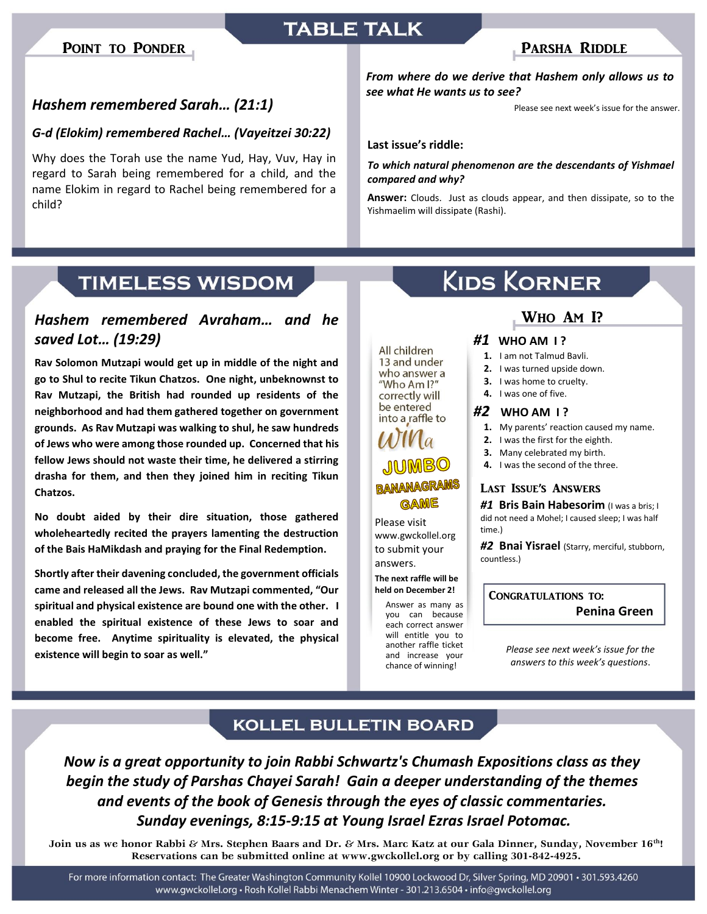# TABLE TALK

## Point to Ponder

***Hashem remembered Sarah… (21:1)***

***G-d (Elokim) remembered Rachel… (Vayeitzei 30:22)***

Why does the Torah use the name Yud, Hay, Vuv, Hay in regard to Sarah being remembered for a child, and the name Elokim in regard to Rachel being remembered for a child?

## Parsha Riddle

***From where do we derive that Hashem only allows us to see what He wants us to see?***

Please see next week's issue for the answer.

**Last issue's riddle:**

***To which natural phenomenon are the descendants of Yishmael compared and why?***

**Answer:** Clouds. Just as clouds appear, and then dissipate, so to the Yishmaelim will dissipate (Rashi).

# TIMELESS WISDOM

***Hashem remembered Avraham… and he saved Lot… (19:29)***

**Rav Solomon Mutzapi would get up in middle of the night and go to Shul to recite Tikun Chatzos. One night, unbeknownst to Rav Mutzapi, the British had rounded up residents of the neighborhood and had them gathered together on government grounds. As Rav Mutzapi was walking to shul, he saw hundreds of Jews who were among those rounded up. Concerned that his fellow Jews should not waste their time, he delivered a stirring drasha for them, and then they joined him in reciting Tikun Chatzos.**

**No doubt aided by their dire situation, those gathered wholeheartedly recited the prayers lamenting the destruction of the Bais HaMikdash and praying for the Final Redemption.**

**Shortly after their davening concluded, the government officials came and released all the Jews. Rav Mutzapi commented, "Our spiritual and physical existence are bound one with the other. I enabled the spiritual existence of these Jews to soar and become free. Anytime spirituality is elevated, the physical existence will begin to soar as well."**

# Kids Korner

All children 13 and under who answer a "Who Am I?" correctly will be entered into a raffle to Win a JUMBO BANANAGRAMS GAME

Please visit www.gwckollel.org to submit your answers.

**The next raffle will be held on December 2!**

Answer as many as you can because each correct answer will entitle you to another raffle ticket and increase your chance of winning!

## Who Am I?

**#1 WHO AM I ?**

1. I am not Talmud Bavli.
2. I was turned upside down.
3. I was home to cruelty.
4. I was one of five.

**#2 WHO AM I ?**

1. My parents' reaction caused my name.
2. I was the first for the eighth.
3. Many celebrated my birth.
4. I was the second of the three.

### Last Issue's Answers

**#1 Bris Bain Habesorim** (I was a bris; I did not need a Mohel; I caused sleep; I was half time.)

**#2 Bnai Yisrael** (Starry, merciful, stubborn, countless.)

**Congratulations to:** **Penina Green**

*Please see next week's issue for the answers to this week's questions.*

# KOLLEL BULLETIN BOARD

***Now is a great opportunity to join Rabbi Schwartz's Chumash Expositions class as they begin the study of Parshas Chayei Sarah! Gain a deeper understanding of the themes and events of the book of Genesis through the eyes of classic commentaries. Sunday evenings, 8:15-9:15 at Young Israel Ezras Israel Potomac.***

**Join us as we honor Rabbi & Mrs. Stephen Baars and Dr. & Mrs. Marc Katz at our Gala Dinner, Sunday, November 16th! Reservations can be submitted online at www.gwckollel.org or by calling 301-842-4925.**

For more information contact: The Greater Washington Community Kollel 10900 Lockwood Dr, Silver Spring, MD 20901 • 301.593.4260
www.gwckollel.org • Rosh Kollel Rabbi Menachem Winter - 301.213.6504 • info@gwckollel.org